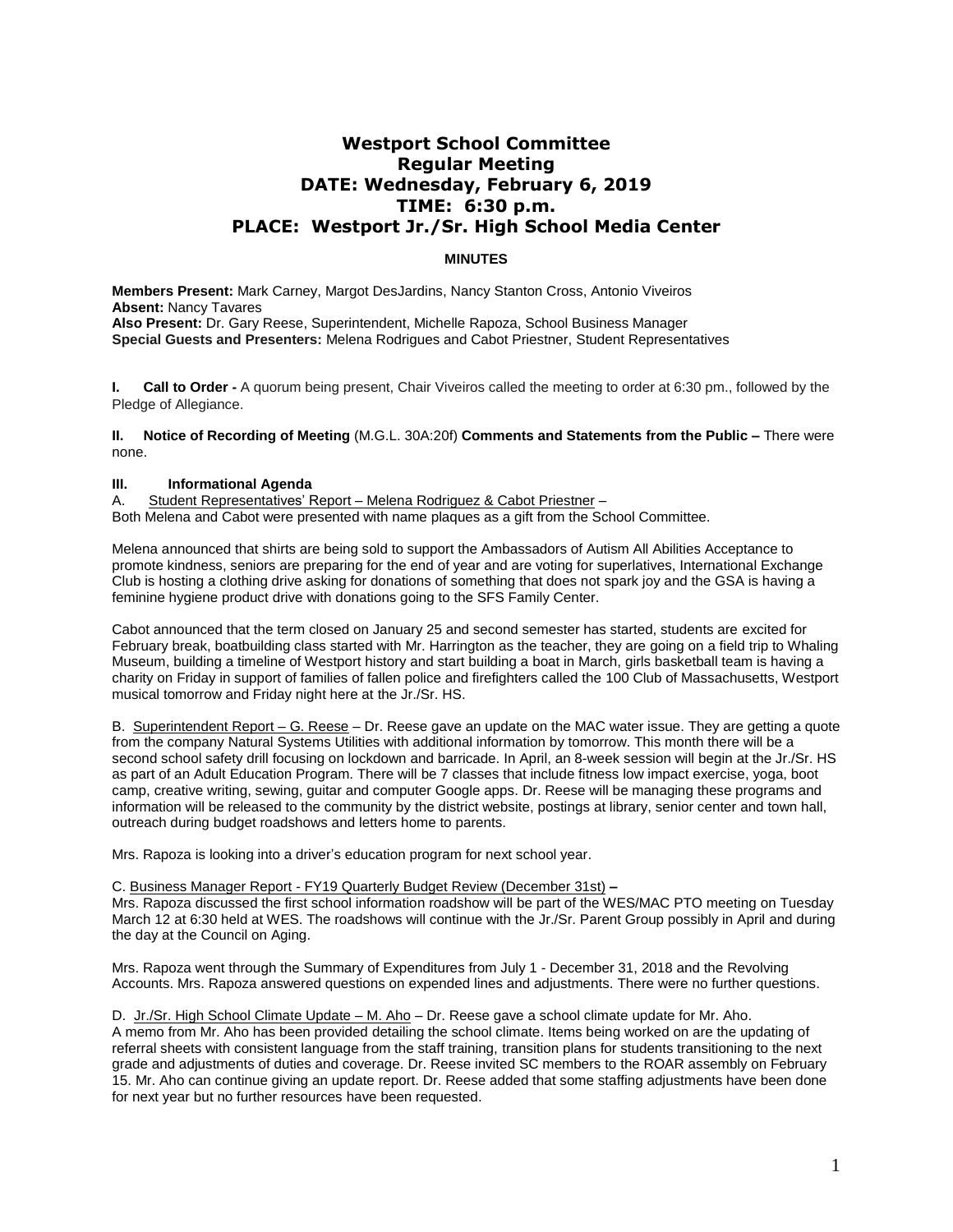# Westport School Committee
# Regular Meeting
# DATE: Wednesday, February 6, 2019
# TIME: 6:30 p.m.
# PLACE: Westport Jr./Sr. High School Media Center

**MINUTES**

**Members Present:** Mark Carney, Margot DesJardins, Nancy Stanton Cross, Antonio Viveiros
**Absent:** Nancy Tavares
**Also Present:** Dr. Gary Reese, Superintendent, Michelle Rapoza, School Business Manager
**Special Guests and Presenters:** Melena Rodrigues and Cabot Priestner, Student Representatives

**I. Call to Order -** A quorum being present, Chair Viveiros called the meeting to order at 6:30 pm., followed by the Pledge of Allegiance.

**II. Notice of Recording of Meeting** (M.G.L. 30A:20f) **Comments and Statements from the Public –** There were none.

**III. Informational Agenda**

A. Student Representatives' Report – Melena Rodriguez & Cabot Priestner –
Both Melena and Cabot were presented with name plaques as a gift from the School Committee.

Melena announced that shirts are being sold to support the Ambassadors of Autism All Abilities Acceptance to promote kindness, seniors are preparing for the end of year and are voting for superlatives, International Exchange Club is hosting a clothing drive asking for donations of something that does not spark joy and the GSA is having a feminine hygiene product drive with donations going to the SFS Family Center.

Cabot announced that the term closed on January 25 and second semester has started, students are excited for February break, boatbuilding class started with Mr. Harrington as the teacher, they are going on a field trip to Whaling Museum, building a timeline of Westport history and start building a boat in March, girls basketball team is having a charity on Friday in support of families of fallen police and firefighters called the 100 Club of Massachusetts, Westport musical tomorrow and Friday night here at the Jr./Sr. HS.

B. Superintendent Report – G. Reese – Dr. Reese gave an update on the MAC water issue. They are getting a quote from the company Natural Systems Utilities with additional information by tomorrow. This month there will be a second school safety drill focusing on lockdown and barricade. In April, an 8-week session will begin at the Jr./Sr. HS as part of an Adult Education Program. There will be 7 classes that include fitness low impact exercise, yoga, boot camp, creative writing, sewing, guitar and computer Google apps. Dr. Reese will be managing these programs and information will be released to the community by the district website, postings at library, senior center and town hall, outreach during budget roadshows and letters home to parents.

Mrs. Rapoza is looking into a driver's education program for next school year.

C. Business Manager Report - FY19 Quarterly Budget Review (December 31st) **–**
Mrs. Rapoza discussed the first school information roadshow will be part of the WES/MAC PTO meeting on Tuesday March 12 at 6:30 held at WES. The roadshows will continue with the Jr./Sr. Parent Group possibly in April and during the day at the Council on Aging.

Mrs. Rapoza went through the Summary of Expenditures from July 1 - December 31, 2018 and the Revolving Accounts. Mrs. Rapoza answered questions on expended lines and adjustments. There were no further questions.

D. Jr./Sr. High School Climate Update – M. Aho – Dr. Reese gave a school climate update for Mr. Aho.
A memo from Mr. Aho has been provided detailing the school climate. Items being worked on are the updating of referral sheets with consistent language from the staff training, transition plans for students transitioning to the next grade and adjustments of duties and coverage. Dr. Reese invited SC members to the ROAR assembly on February 15. Mr. Aho can continue giving an update report. Dr. Reese added that some staffing adjustments have been done for next year but no further resources have been requested.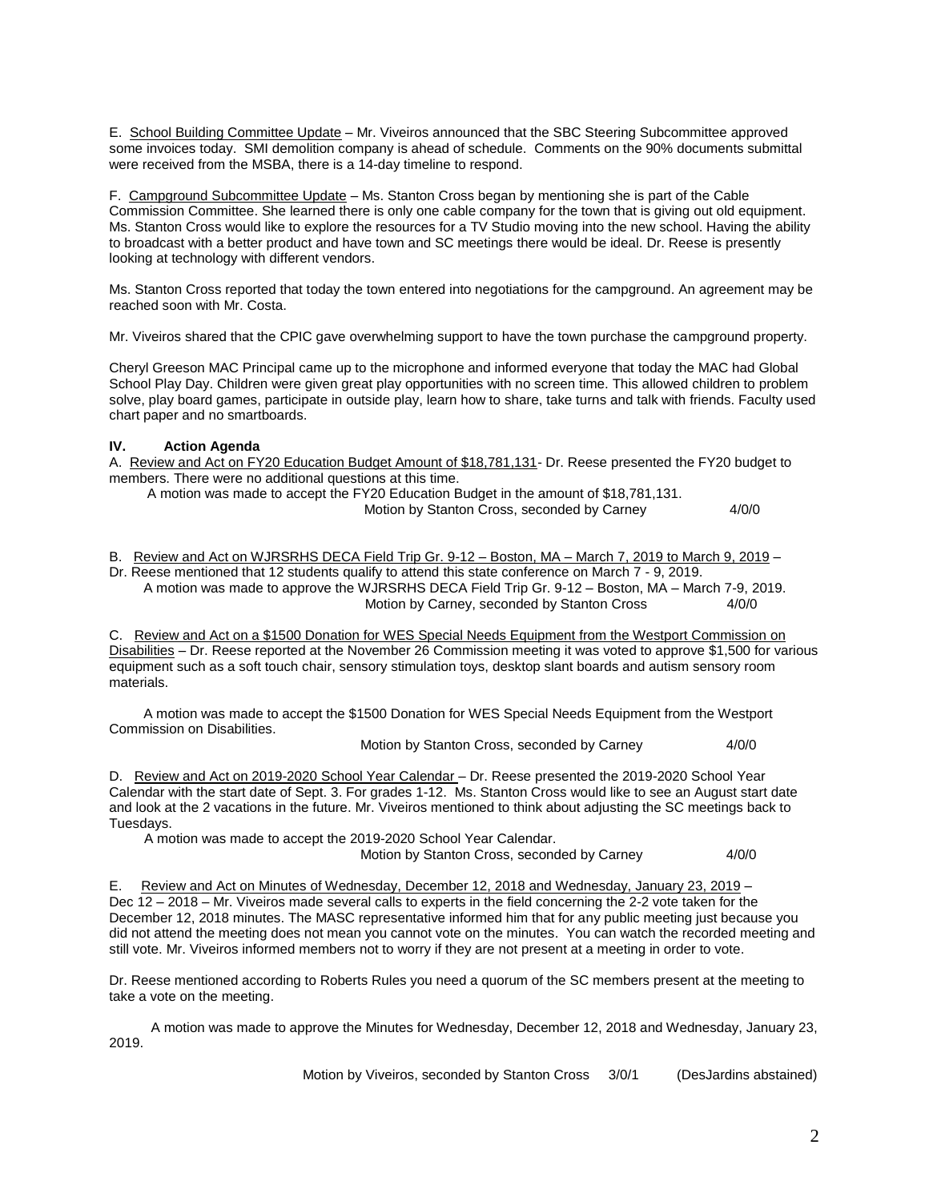E. School Building Committee Update – Mr. Viveiros announced that the SBC Steering Subcommittee approved some invoices today. SMI demolition company is ahead of schedule. Comments on the 90% documents submittal were received from the MSBA, there is a 14-day timeline to respond.

F. Campground Subcommittee Update – Ms. Stanton Cross began by mentioning she is part of the Cable Commission Committee. She learned there is only one cable company for the town that is giving out old equipment. Ms. Stanton Cross would like to explore the resources for a TV Studio moving into the new school. Having the ability to broadcast with a better product and have town and SC meetings there would be ideal. Dr. Reese is presently looking at technology with different vendors.

Ms. Stanton Cross reported that today the town entered into negotiations for the campground. An agreement may be reached soon with Mr. Costa.

Mr. Viveiros shared that the CPIC gave overwhelming support to have the town purchase the campground property.

Cheryl Greeson MAC Principal came up to the microphone and informed everyone that today the MAC had Global School Play Day. Children were given great play opportunities with no screen time. This allowed children to problem solve, play board games, participate in outside play, learn how to share, take turns and talk with friends. Faculty used chart paper and no smartboards.

## IV. Action Agenda

A. Review and Act on FY20 Education Budget Amount of $18,781,131- Dr. Reese presented the FY20 budget to members. There were no additional questions at this time.

A motion was made to accept the FY20 Education Budget in the amount of $18,781,131.

Motion by Stanton Cross, seconded by Carney 4/0/0

B. Review and Act on WJRSRHS DECA Field Trip Gr. 9-12 – Boston, MA – March 7, 2019 to March 9, 2019 – Dr. Reese mentioned that 12 students qualify to attend this state conference on March 7 - 9, 2019.

A motion was made to approve the WJRSRHS DECA Field Trip Gr. 9-12 – Boston, MA – March 7-9, 2019.

Motion by Carney, seconded by Stanton Cross 4/0/0

C. Review and Act on a $1500 Donation for WES Special Needs Equipment from the Westport Commission on Disabilities – Dr. Reese reported at the November 26 Commission meeting it was voted to approve $1,500 for various equipment such as a soft touch chair, sensory stimulation toys, desktop slant boards and autism sensory room materials.

A motion was made to accept the $1500 Donation for WES Special Needs Equipment from the Westport Commission on Disabilities.

Motion by Stanton Cross, seconded by Carney 4/0/0

D. Review and Act on 2019-2020 School Year Calendar – Dr. Reese presented the 2019-2020 School Year Calendar with the start date of Sept. 3. For grades 1-12. Ms. Stanton Cross would like to see an August start date and look at the 2 vacations in the future. Mr. Viveiros mentioned to think about adjusting the SC meetings back to Tuesdays.

A motion was made to accept the 2019-2020 School Year Calendar.

Motion by Stanton Cross, seconded by Carney 4/0/0

E. Review and Act on Minutes of Wednesday, December 12, 2018 and Wednesday, January 23, 2019 – Dec 12 – 2018 – Mr. Viveiros made several calls to experts in the field concerning the 2-2 vote taken for the December 12, 2018 minutes. The MASC representative informed him that for any public meeting just because you did not attend the meeting does not mean you cannot vote on the minutes. You can watch the recorded meeting and still vote. Mr. Viveiros informed members not to worry if they are not present at a meeting in order to vote.

Dr. Reese mentioned according to Roberts Rules you need a quorum of the SC members present at the meeting to take a vote on the meeting.

A motion was made to approve the Minutes for Wednesday, December 12, 2018 and Wednesday, January 23, 2019.

Motion by Viveiros, seconded by Stanton Cross 3/0/1 (DesJardins abstained)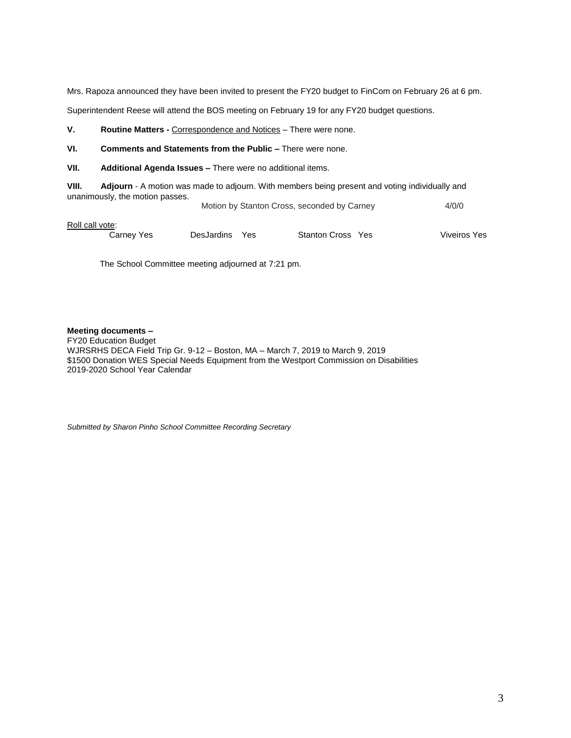Mrs. Rapoza announced they have been invited to present the FY20 budget to FinCom on February 26 at 6 pm.

Superintendent Reese will attend the BOS meeting on February 19 for any FY20 budget questions.

**V. Routine Matters -** Correspondence and Notices – There were none.

**VI. Comments and Statements from the Public –** There were none.

**VII. Additional Agenda Issues –** There were no additional items.

**VIII. Adjourn** - A motion was made to adjourn. With members being present and voting individually and unanimously, the motion passes.

Motion by Stanton Cross, seconded by Carney 4/0/0

Roll call vote:

Carney Yes DesJardins Yes Stanton Cross Yes Viveiros Yes

The School Committee meeting adjourned at 7:21 pm.

**Meeting documents –**

FY20 Education Budget

WJRSRHS DECA Field Trip Gr. 9-12 – Boston, MA – March 7, 2019 to March 9, 2019

$1500 Donation WES Special Needs Equipment from the Westport Commission on Disabilities

2019-2020 School Year Calendar

*Submitted by Sharon Pinho School Committee Recording Secretary*